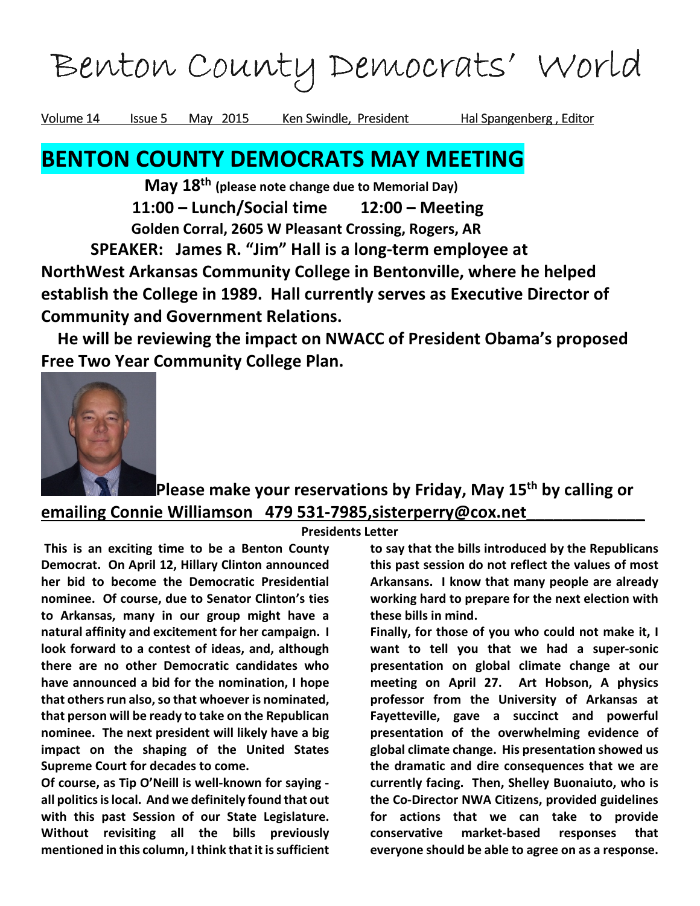# Benton County Democrats' World

Volume 14 Issue 5 May 2015 Ken Swindle, President Hal Spangenberg , Editor

## BENTON COUNTY DEMOCRATS MAY MEETING

**May 18th (please note change due to Memorial Day)**

**11:00 – Lunch/Social time 12:00 – Meeting**

**Golden Corral, 2605 W Pleasant Crossing, Rogers, AR**

**SPEAKER: James R. "Jim" Hall is a long-term employee at NorthWest Arkansas Community College in Bentonville, where he helped establish the College in 1989. Hall currently serves as Executive Director of Community and Government Relations.**

**He will be reviewing the impact on NWACC of President Obama's proposed Free Two Year Community College Plan.**

**Please make your reservations by Friday, May 15th by calling or emailing Connie Williamson 479 531-7985,sisterperry@cox.net**

**Presidents Letter**

**This is an exciting time to be a Benton County Democrat. On April 12, Hillary Clinton announced her bid to become the Democratic Presidential nominee. Of course, due to Senator Clinton's ties to Arkansas, many in our group might have a natural affinity and excitement for her campaign. I look forward to a contest of ideas, and, although there are no other Democratic candidates who have announced a bid for the nomination, I hope that others run also, so that whoever is nominated, that person will be ready to take on the Republican nominee. The next president will likely have a big impact on the shaping of the United States Supreme Court for decades to come.**

**Of course, as Tip O'Neill is well-known for saying - all politics is local. And we definitely found that out with this past Session of our State Legislature. Without revisiting all the bills previously mentioned in this column, I think that it is sufficient to say that the bills introduced by the Republicans this past session do not reflect the values of most Arkansans. I know that many people are already working hard to prepare for the next election with these bills in mind.**

**Finally, for those of you who could not make it, I want to tell you that we had a super-sonic presentation on global climate change at our meeting on April 27. Art Hobson, A physics professor from the University of Arkansas at Fayetteville, gave a succinct and powerful presentation of the overwhelming evidence of global climate change. His presentation showed us the dramatic and dire consequences that we are currently facing. Then, Shelley Buonaiuto, who is the Co-Director NWA Citizens, provided guidelines for actions that we can take to provide conservative market-based responses that everyone should be able to agree on as a response.**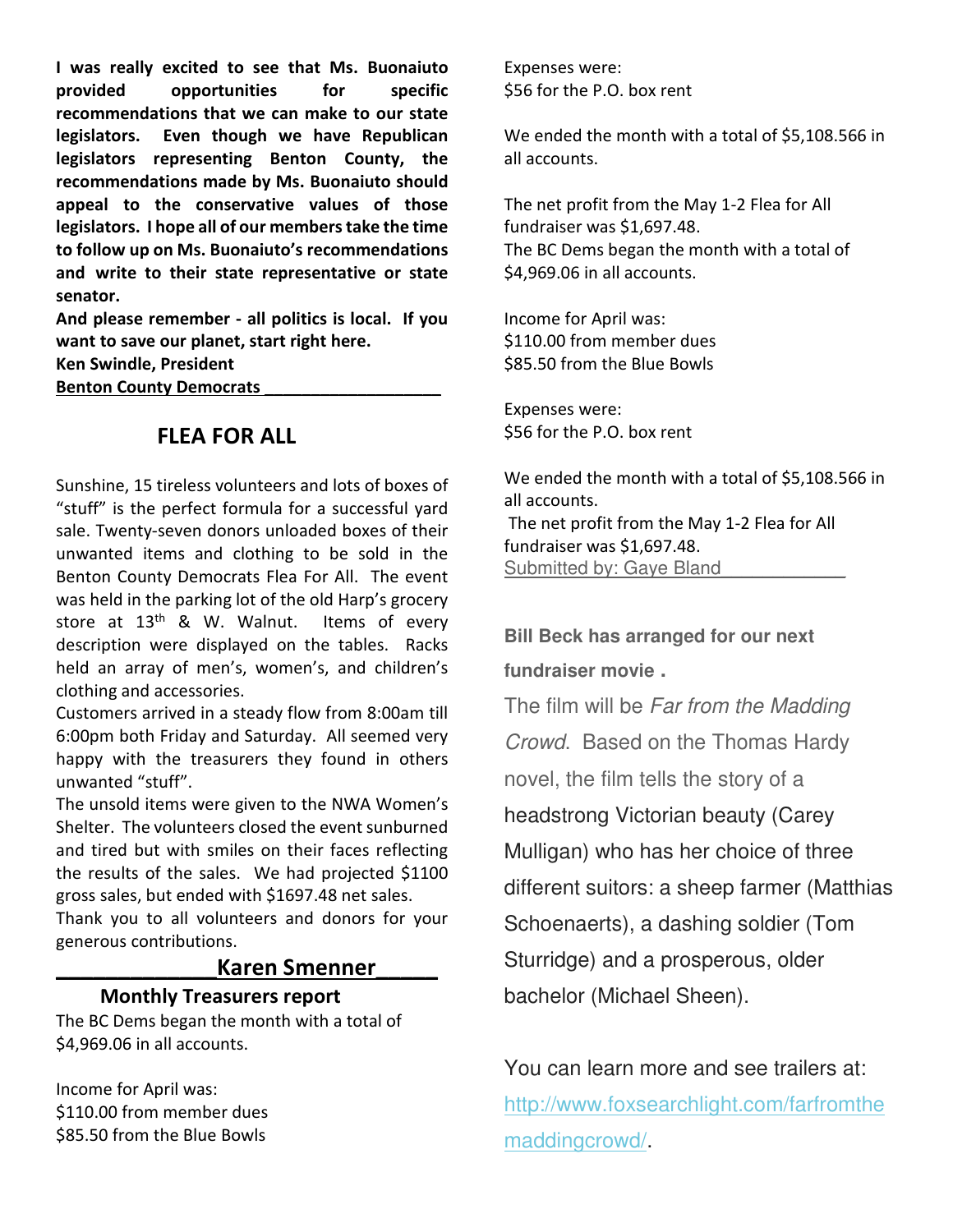**I was really excited to see that Ms. Buonaiuto provided opportunities for specific recommendations that we can make to our state legislators. Even though we have Republican legislators representing Benton County, the recommendations made by Ms. Buonaiuto should appeal to the conservative values of those legislators. I hope all of our members take the time to follow up on Ms. Buonaiuto's recommendations and write to their state representative or state senator.**

**And please remember - all politics is local. If you want to save our planet, start right here.**

**Ken Swindle, President**

**Benton County Democrats**

## FLEA FOR ALL

Sunshine, 15 tireless volunteers and lots of boxes of "stuff" is the perfect formula for a successful yard sale. Twenty-seven donors unloaded boxes of their unwanted items and clothing to be sold in the Benton County Democrats Flea For All. The event was held in the parking lot of the old Harp's grocery store at 13th & W. Walnut. Items of every description were displayed on the tables. Racks held an array of men's, women's, and children's clothing and accessories.

Customers arrived in a steady flow from 8:00am till 6:00pm both Friday and Saturday. All seemed very happy with the treasurers they found in others unwanted "stuff".

The unsold items were given to the NWA Women's Shelter. The volunteers closed the event sunburned and tired but with smiles on their faces reflecting the results of the sales. We had projected $1100 gross sales, but ended with $1697.48 net sales.

Thank you to all volunteers and donors for your generous contributions.

**Karen Smenner**

### Monthly Treasurers report

The BC Dems began the month with a total of $4,969.06 in all accounts.

Income for April was:
$110.00 from member dues
$85.50 from the Blue Bowls

Expenses were:
$56 for the P.O. box rent

We ended the month with a total of $5,108.566 in all accounts.

The net profit from the May 1-2 Flea for All fundraiser was $1,697.48.
The BC Dems began the month with a total of $4,969.06 in all accounts.

Income for April was:
$110.00 from member dues
$85.50 from the Blue Bowls

Expenses were:
$56 for the P.O. box rent

We ended the month with a total of $5,108.566 in all accounts.
The net profit from the May 1-2 Flea for All fundraiser was $1,697.48.

Submitted by: Gaye Bland

**Bill Beck has arranged for our next fundraiser movie .**

The film will be *Far from the Madding Crowd*. Based on the Thomas Hardy novel, the film tells the story of a headstrong Victorian beauty (Carey Mulligan) who has her choice of three different suitors: a sheep farmer (Matthias Schoenaerts), a dashing soldier (Tom Sturridge) and a prosperous, older bachelor (Michael Sheen).

You can learn more and see trailers at: http://www.foxsearchlight.com/farfromthemaddingcrowd/.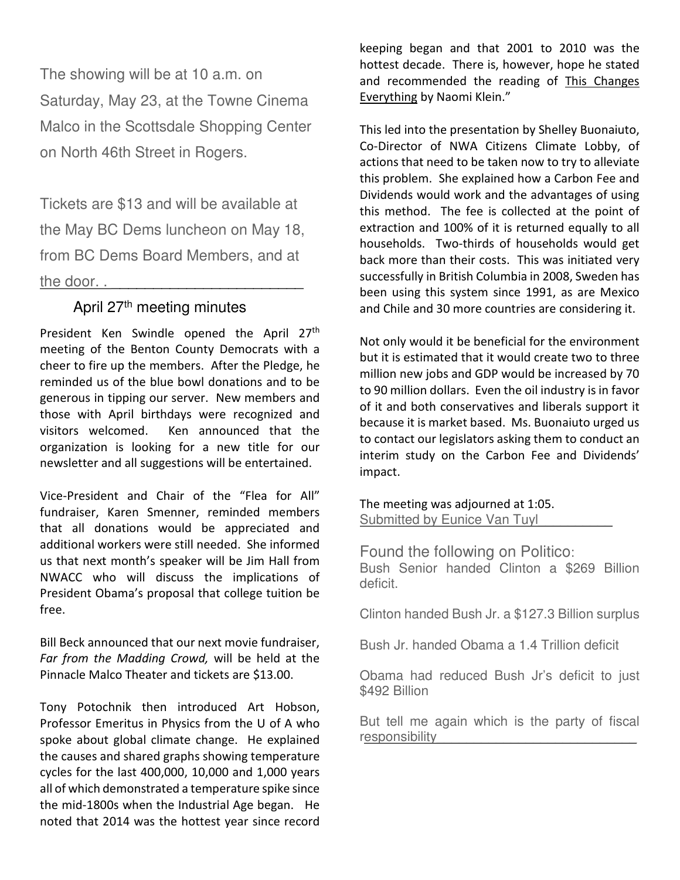The showing will be at 10 a.m. on Saturday, May 23, at the Towne Cinema Malco in the Scottsdale Shopping Center on North 46th Street in Rogers.

Tickets are $13 and will be available at the May BC Dems luncheon on May 18, from BC Dems Board Members, and at the door. .

## April 27th meeting minutes

President Ken Swindle opened the April 27th meeting of the Benton County Democrats with a cheer to fire up the members. After the Pledge, he reminded us of the blue bowl donations and to be generous in tipping our server. New members and those with April birthdays were recognized and visitors welcomed. Ken announced that the organization is looking for a new title for our newsletter and all suggestions will be entertained.

Vice-President and Chair of the "Flea for All" fundraiser, Karen Smenner, reminded members that all donations would be appreciated and additional workers were still needed. She informed us that next month's speaker will be Jim Hall from NWACC who will discuss the implications of President Obama's proposal that college tuition be free.

Bill Beck announced that our next movie fundraiser, *Far from the Madding Crowd,* will be held at the Pinnacle Malco Theater and tickets are $13.00.

Tony Potochnik then introduced Art Hobson, Professor Emeritus in Physics from the U of A who spoke about global climate change. He explained the causes and shared graphs showing temperature cycles for the last 400,000, 10,000 and 1,000 years all of which demonstrated a temperature spike since the mid-1800s when the Industrial Age began. He noted that 2014 was the hottest year since record keeping began and that 2001 to 2010 was the hottest decade. There is, however, hope he stated and recommended the reading of This Changes Everything by Naomi Klein."

This led into the presentation by Shelley Buonaiuto, Co-Director of NWA Citizens Climate Lobby, of actions that need to be taken now to try to alleviate this problem. She explained how a Carbon Fee and Dividends would work and the advantages of using this method. The fee is collected at the point of extraction and 100% of it is returned equally to all households. Two-thirds of households would get back more than their costs. This was initiated very successfully in British Columbia in 2008, Sweden has been using this system since 1991, as are Mexico and Chile and 30 more countries are considering it.

Not only would it be beneficial for the environment but it is estimated that it would create two to three million new jobs and GDP would be increased by 70 to 90 million dollars. Even the oil industry is in favor of it and both conservatives and liberals support it because it is market based. Ms. Buonaiuto urged us to contact our legislators asking them to conduct an interim study on the Carbon Fee and Dividends' impact.

The meeting was adjourned at 1:05.

Submitted by Eunice Van Tuyl

## Found the following on Politico:

Bush Senior handed Clinton a $269 Billion deficit.

Clinton handed Bush Jr. a $127.3 Billion surplus

Bush Jr. handed Obama a 1.4 Trillion deficit

Obama had reduced Bush Jr's deficit to just $492 Billion

But tell me again which is the party of fiscal responsibility